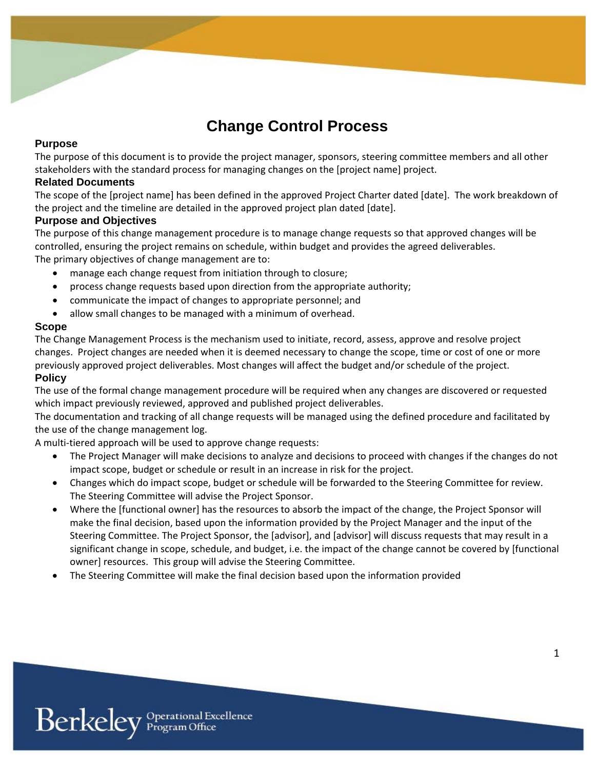# Change Control Process

## Purpose

The purpose of this document is to provide the project manager, sponsors, steering committee members and all other stakeholders with the standard process for managing changes on the [project name] project.

## Related Documents

The scope of the [project name] has been defined in the approved Project Charter dated [date]. The work breakdown of the project and the timeline are detailed in the approved project plan dated [date].

## Purpose and Objectives

The purpose of this change management procedure is to manage change requests so that approved changes will be controlled, ensuring the project remains on schedule, within budget and provides the agreed deliverables.

The primary objectives of change management are to:

- manage each change request from initiation through to closure;
- process change requests based upon direction from the appropriate authority;
- communicate the impact of changes to appropriate personnel; and
- allow small changes to be managed with a minimum of overhead.

## Scope

The Change Management Process is the mechanism used to initiate, record, assess, approve and resolve project changes. Project changes are needed when it is deemed necessary to change the scope, time or cost of one or more previously approved project deliverables. Most changes will affect the budget and/or schedule of the project.

## Policy

The use of the formal change management procedure will be required when any changes are discovered or requested which impact previously reviewed, approved and published project deliverables.

The documentation and tracking of all change requests will be managed using the defined procedure and facilitated by the use of the change management log.

A multi-tiered approach will be used to approve change requests:

- The Project Manager will make decisions to analyze and decisions to proceed with changes if the changes do not impact scope, budget or schedule or result in an increase in risk for the project.
- Changes which do impact scope, budget or schedule will be forwarded to the Steering Committee for review. The Steering Committee will advise the Project Sponsor.
- Where the [functional owner] has the resources to absorb the impact of the change, the Project Sponsor will make the final decision, based upon the information provided by the Project Manager and the input of the Steering Committee. The Project Sponsor, the [advisor], and [advisor] will discuss requests that may result in a significant change in scope, schedule, and budget, i.e. the impact of the change cannot be covered by [functional owner] resources. This group will advise the Steering Committee.
- The Steering Committee will make the final decision based upon the information provided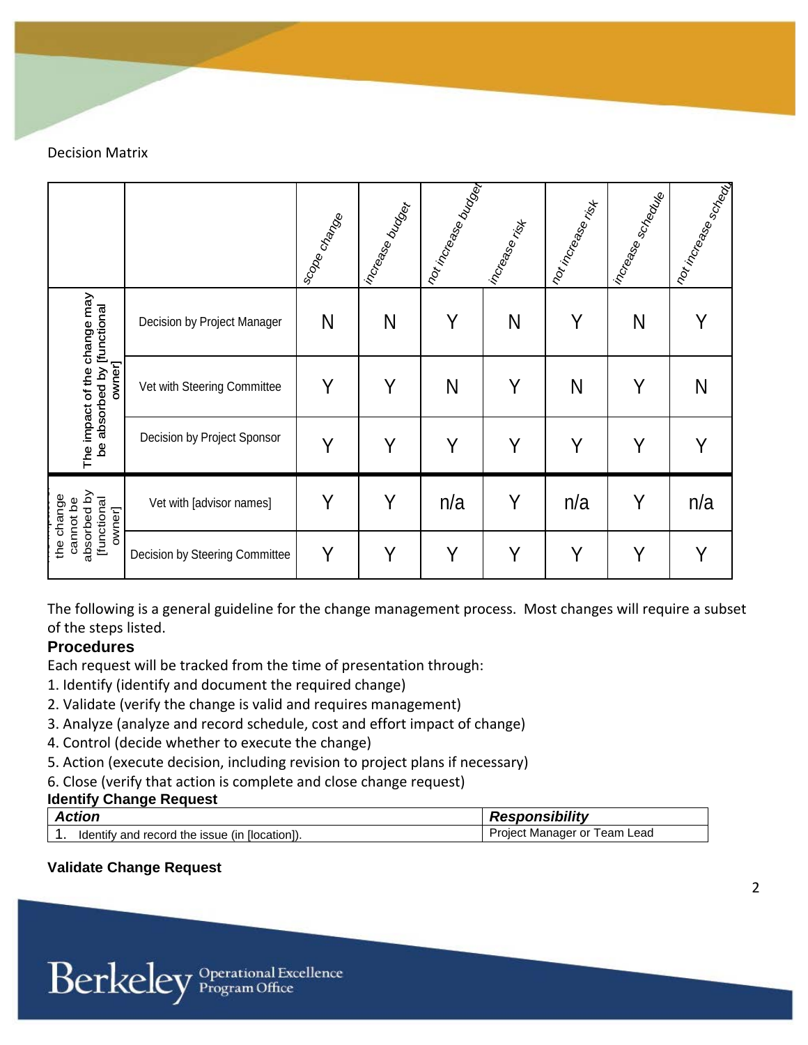Decision Matrix

| | | scope change | increase budget | not increase budget | increase risk | not increase risk | increase schedule | not increase schedule |
|---|---|---|---|---|---|---|---|---|
| The impact of the change may be absorbed by [functional owner] | Decision by Project Manager | N | N | Y | N | Y | N | Y |
| | Vet with Steering Committee | Y | Y | N | Y | N | Y | N |
| | Decision by Project Sponsor | Y | Y | Y | Y | Y | Y | Y |
| the change cannot be absorbed by [functional owner] | Vet with [advisor names] | Y | Y | n/a | Y | n/a | Y | n/a |
| | Decision by Steering Committee | Y | Y | Y | Y | Y | Y | Y |

The following is a general guideline for the change management process. Most changes will require a subset of the steps listed.

## Procedures

Each request will be tracked from the time of presentation through:

1. Identify (identify and document the required change)
2. Validate (verify the change is valid and requires management)
3. Analyze (analyze and record schedule, cost and effort impact of change)
4. Control (decide whether to execute the change)
5. Action (execute decision, including revision to project plans if necessary)
6. Close (verify that action is complete and close change request)

### Identify Change Request

| *Action* | *Responsibility* |
|---|---|
| 1. Identify and record the issue (in [location]). | Project Manager or Team Lead |

### Validate Change Request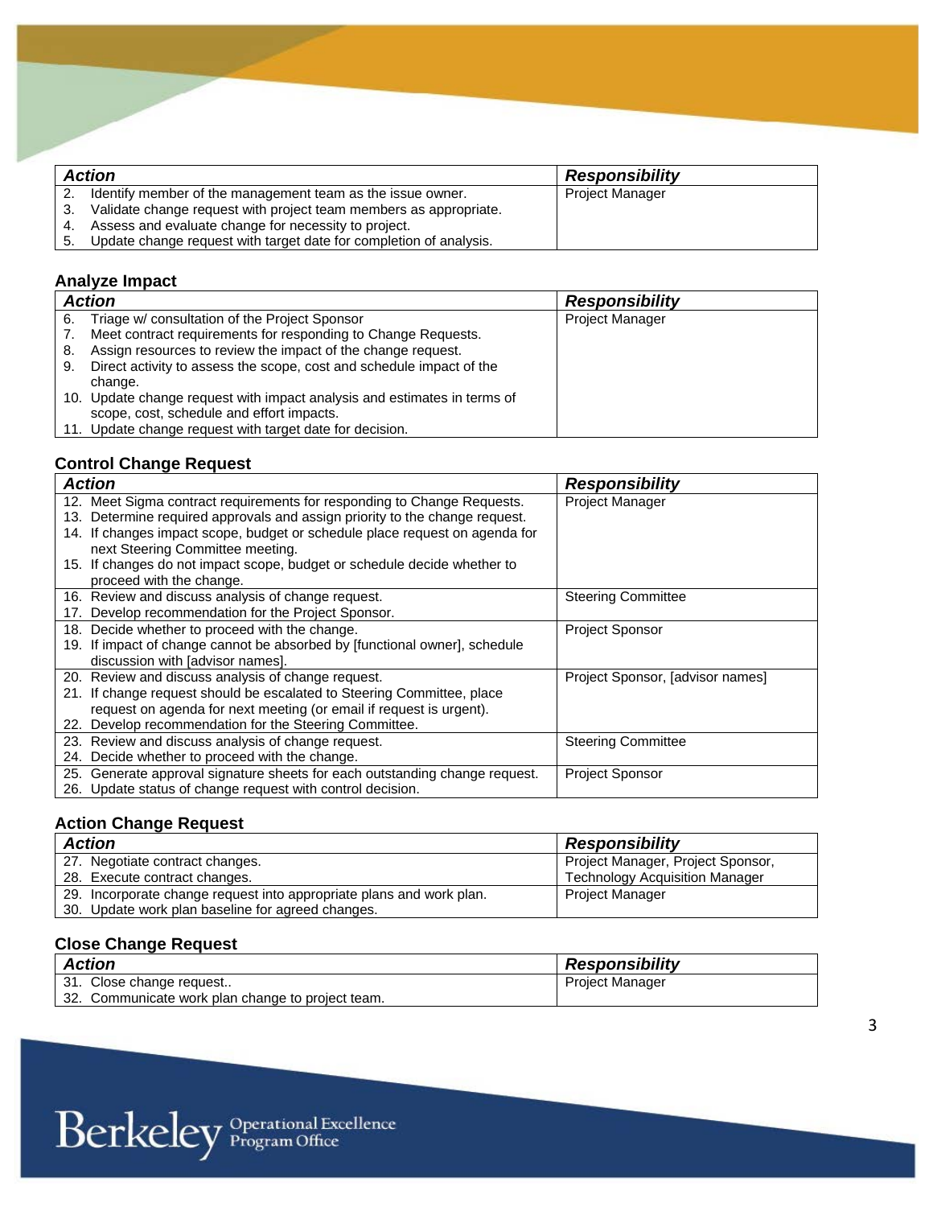| Action | Responsibility |
|---|---|
| 2. Identify member of the management team as the issue owner.<br>3. Validate change request with project team members as appropriate.<br>4. Assess and evaluate change for necessity to project.<br>5. Update change request with target date for completion of analysis. | Project Manager |

### Analyze Impact

| Action | Responsibility |
|---|---|
| 6. Triage w/ consultation of the Project Sponsor<br>7. Meet contract requirements for responding to Change Requests.<br>8. Assign resources to review the impact of the change request.<br>9. Direct activity to assess the scope, cost and schedule impact of the change.<br>10. Update change request with impact analysis and estimates in terms of scope, cost, schedule and effort impacts.<br>11. Update change request with target date for decision. | Project Manager |

### Control Change Request

| Action | Responsibility |
|---|---|
| 12. Meet Sigma contract requirements for responding to Change Requests.<br>13. Determine required approvals and assign priority to the change request.<br>14. If changes impact scope, budget or schedule place request on agenda for next Steering Committee meeting.<br>15. If changes do not impact scope, budget or schedule decide whether to proceed with the change. | Project Manager |
| 16. Review and discuss analysis of change request.<br>17. Develop recommendation for the Project Sponsor. | Steering Committee |
| 18. Decide whether to proceed with the change.<br>19. If impact of change cannot be absorbed by [functional owner], schedule discussion with [advisor names]. | Project Sponsor |
| 20. Review and discuss analysis of change request.<br>21. If change request should be escalated to Steering Committee, place request on agenda for next meeting (or email if request is urgent).<br>22. Develop recommendation for the Steering Committee. | Project Sponsor, [advisor names] |
| 23. Review and discuss analysis of change request.<br>24. Decide whether to proceed with the change. | Steering Committee |
| 25. Generate approval signature sheets for each outstanding change request.<br>26. Update status of change request with control decision. | Project Sponsor |

### Action Change Request

| Action | Responsibility |
|---|---|
| 27. Negotiate contract changes.<br>28. Execute contract changes. | Project Manager, Project Sponsor, Technology Acquisition Manager |
| 29. Incorporate change request into appropriate plans and work plan.<br>30. Update work plan baseline for agreed changes. | Project Manager |

### Close Change Request

| Action | Responsibility |
|---|---|
| 31. Close change request..<br>32. Communicate work plan change to project team. | Project Manager |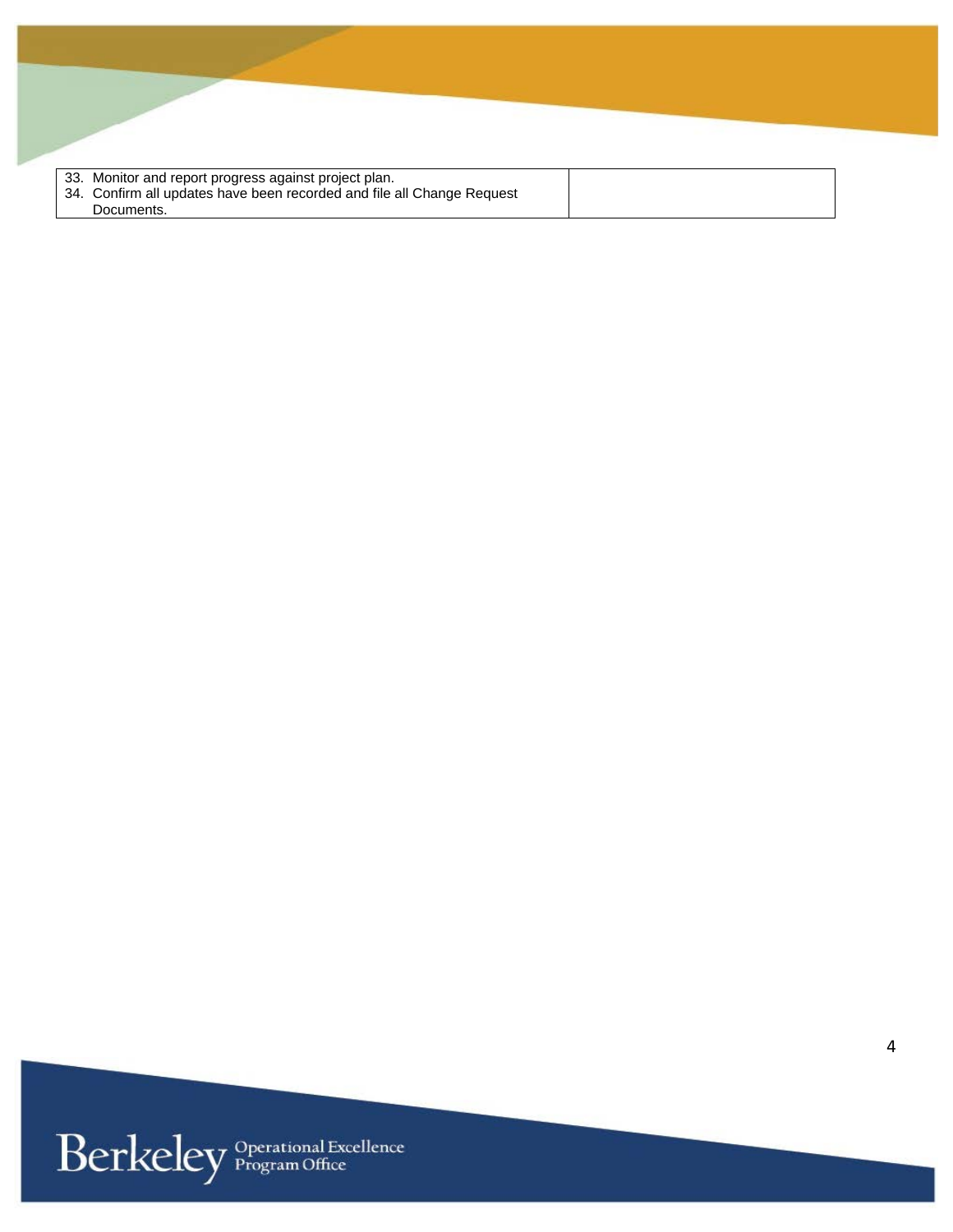| | |
|---|---|
| 33. Monitor and report progress against project plan.<br>34. Confirm all updates have been recorded and file all Change Request Documents. | |